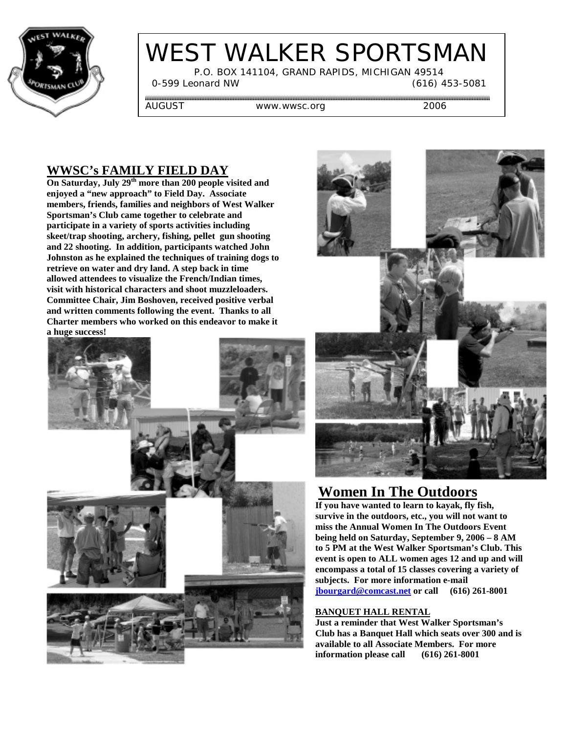# WEST WALKER SPORTSMAN

P.O. BOX 141104, GRAND RAPIDS, MICHIGAN 49514

0-599 Leonard NW (616) 453-5081

AUGUST www.wwsc.org 2006

## WWSC's FAMILY FIELD DAY

**On Saturday, July 29th more than 200 people visited and enjoyed a "new approach" to Field Day. Associate members, friends, families and neighbors of West Walker Sportsman's Club came together to celebrate and participate in a variety of sports activities including skeet/trap shooting, archery, fishing, pellet gun shooting and 22 shooting. In addition, participants watched John Johnston as he explained the techniques of training dogs to retrieve on water and dry land. A step back in time allowed attendees to visualize the French/Indian times, visit with historical characters and shoot muzzleloaders. Committee Chair, Jim Boshoven, received positive verbal and written comments following the event. Thanks to all Charter members who worked on this endeavor to make it a huge success!**

## Women In The Outdoors

**If you have wanted to learn to kayak, fly fish, survive in the outdoors, etc., you will not want to miss the Annual Women In The Outdoors Event being held on Saturday, September 9, 2006 – 8 AM to 5 PM at the West Walker Sportsman's Club. This event is open to ALL women ages 12 and up and will encompass a total of 15 classes covering a variety of subjects. For more information e-mail jbourgard@comcast.net or call (616) 261-8001**

### BANQUET HALL RENTAL

**Just a reminder that West Walker Sportsman's Club has a Banquet Hall which seats over 300 and is available to all Associate Members. For more information please call (616) 261-8001**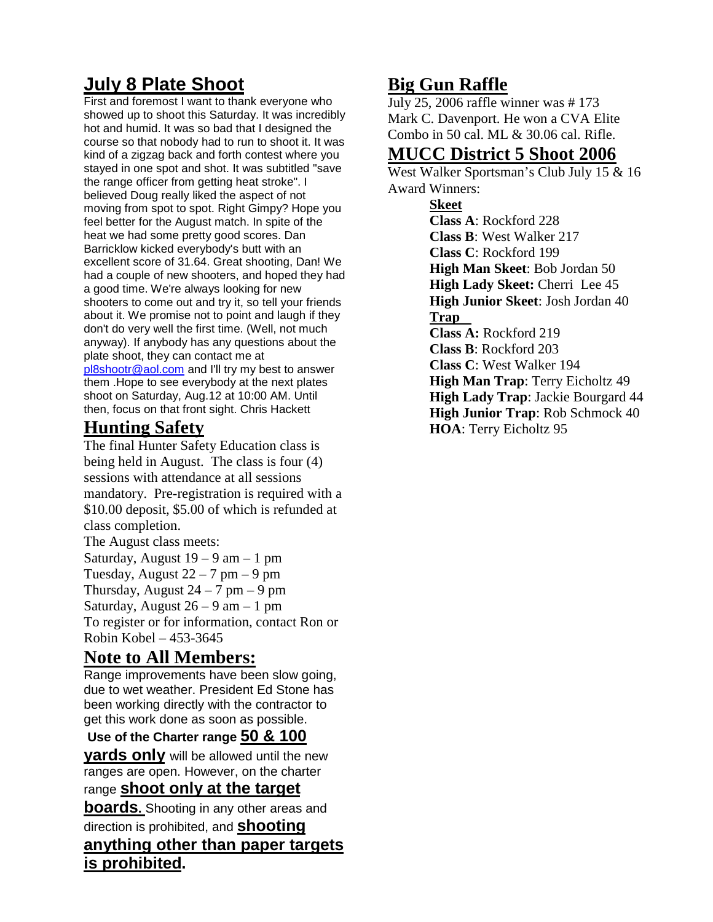## July 8 Plate Shoot

First and foremost I want to thank everyone who showed up to shoot this Saturday. It was incredibly hot and humid. It was so bad that I designed the course so that nobody had to run to shoot it. It was kind of a zigzag back and forth contest where you stayed in one spot and shot. It was subtitled "save the range officer from getting heat stroke". I believed Doug really liked the aspect of not moving from spot to spot. Right Gimpy? Hope you feel better for the August match. In spite of the heat we had some pretty good scores. Dan Barricklow kicked everybody's butt with an excellent score of 31.64. Great shooting, Dan! We had a couple of new shooters, and hoped they had a good time. We're always looking for new shooters to come out and try it, so tell your friends about it. We promise not to point and laugh if they don't do very well the first time. (Well, not much anyway). If anybody has any questions about the plate shoot, they can contact me at pl8shootr@aol.com and I'll try my best to answer them .Hope to see everybody at the next plates shoot on Saturday, Aug.12 at 10:00 AM. Until then, focus on that front sight. Chris Hackett

## Hunting Safety

The final Hunter Safety Education class is being held in August. The class is four (4) sessions with attendance at all sessions mandatory. Pre-registration is required with a $10.00 deposit, $5.00 of which is refunded at class completion.

The August class meets:
Saturday, August 19 – 9 am – 1 pm
Tuesday, August 22 – 7 pm – 9 pm
Thursday, August 24 – 7 pm – 9 pm
Saturday, August 26 – 9 am – 1 pm
To register or for information, contact Ron or Robin Kobel – 453-3645

## Note to All Members:

Range improvements have been slow going, due to wet weather. President Ed Stone has been working directly with the contractor to get this work done as soon as possible.

**Use of the Charter range <u>50 & 100 yards only</u>** will be allowed until the new ranges are open. However, on the charter range **<u>shoot only at the target boards.</u>** Shooting in any other areas and direction is prohibited, and **<u>shooting anything other than paper targets is prohibited</u>.**

## Big Gun Raffle

July 25, 2006 raffle winner was # 173 Mark C. Davenport. He won a CVA Elite Combo in 50 cal. ML & 30.06 cal. Rifle.

## MUCC District 5 Shoot 2006

West Walker Sportsman's Club July 15 & 16
Award Winners:

**<u>Skeet</u>**
**Class A**: Rockford 228
**Class B**: West Walker 217
**Class C**: Rockford 199
**High Man Skeet**: Bob Jordan 50
**High Lady Skeet:** Cherri Lee 45
**High Junior Skeet**: Josh Jordan 40

**<u>Trap</u>**
**Class A:** Rockford 219
**Class B**: Rockford 203
**Class C**: West Walker 194
**High Man Trap**: Terry Eicholtz 49
**High Lady Trap**: Jackie Bourgard 44
**High Junior Trap**: Rob Schmock 40
**HOA**: Terry Eicholtz 95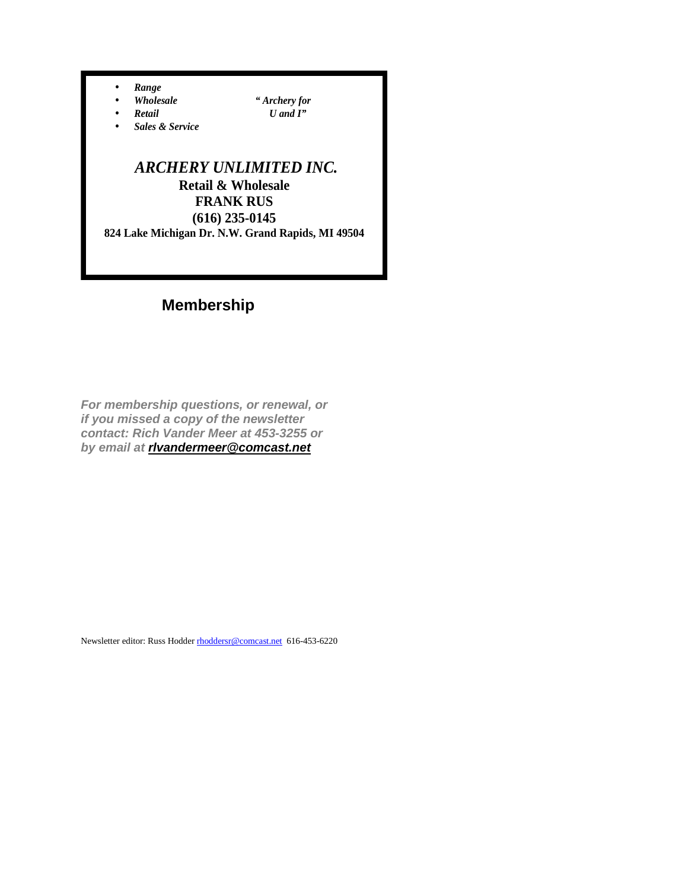- *Range*
- *Wholesale*
- *Retail*
- *Sales & Service*

*" Archery for U and I"*

*ARCHERY UNLIMITED INC.*

**Retail & Wholesale**

**FRANK RUS**

**(616) 235-0145**

**824 Lake Michigan Dr. N.W. Grand Rapids, MI 49504**

## Membership

***For membership questions, or renewal, or if you missed a copy of the newsletter contact: Rich Vander Meer at 453-3255 or by email at rlvandermeer@comcast.net***

Newsletter editor: Russ Hodder rhoddersr@comcast.net 616-453-6220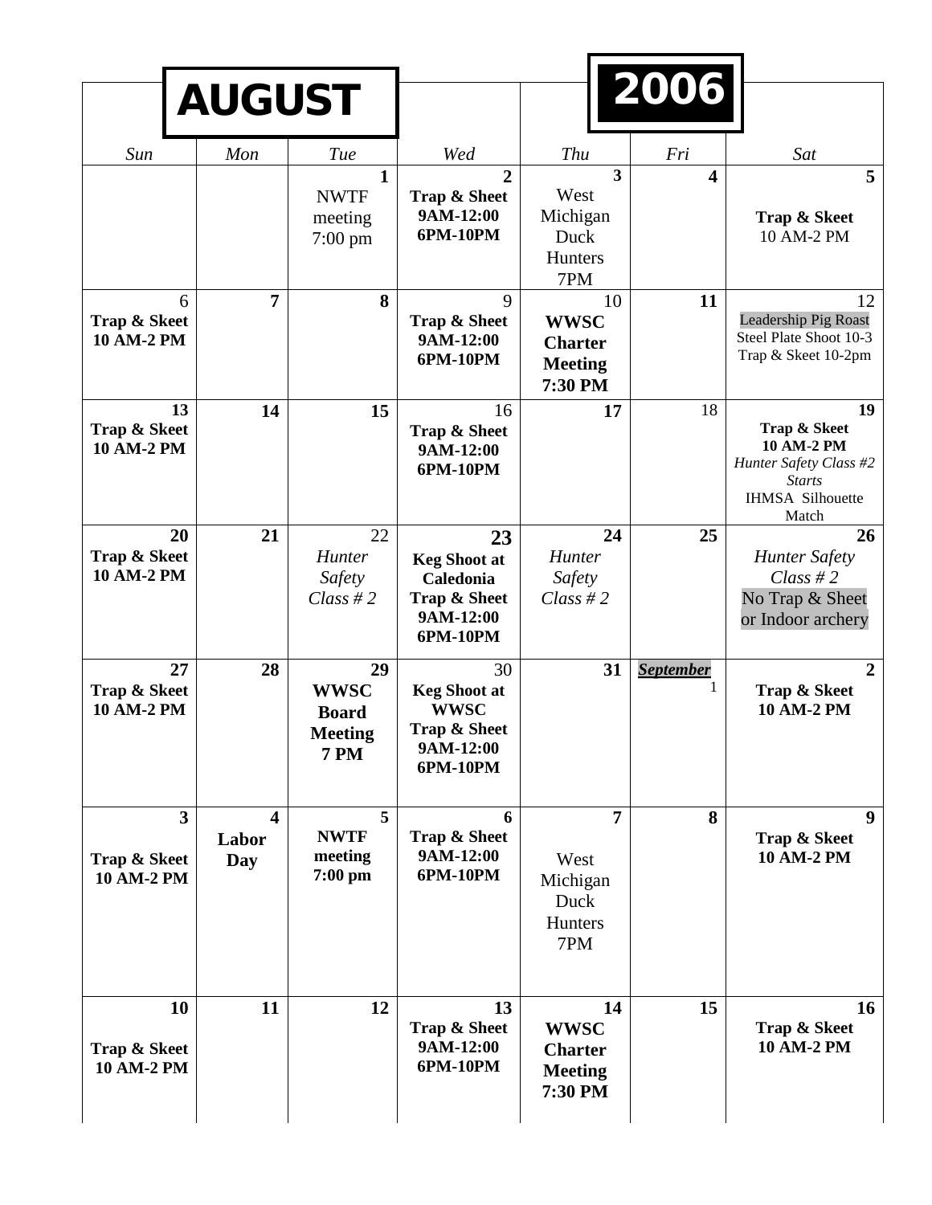# AUGUST 2006

| Sun | Mon | Tue | Wed | Thu | Fri | Sat |
|---|---|---|---|---|---|---|
| | | 1 NWTF meeting 7:00 pm | 2 **Trap & Sheet 9AM-12:00 6PM-10PM** | 3 West Michigan Duck Hunters 7PM | 4 | 5 **Trap & Skeet** 10 AM-2 PM |
| 6 **Trap & Skeet 10 AM-2 PM** | 7 | 8 | 9 **Trap & Sheet 9AM-12:00 6PM-10PM** | 10 **WWSC Charter Meeting 7:30 PM** | 11 | 12 Leadership Pig Roast Steel Plate Shoot 10-3 Trap & Skeet 10-2pm |
| 13 **Trap & Skeet 10 AM-2 PM** | 14 | 15 | 16 **Trap & Sheet 9AM-12:00 6PM-10PM** | 17 | 18 | 19 **Trap & Skeet 10 AM-2 PM** *Hunter Safety Class #2 Starts* IHMSA Silhouette Match |
| 20 **Trap & Skeet 10 AM-2 PM** | 21 | 22 *Hunter Safety Class # 2* | 23 **Keg Shoot at Caledonia Trap & Sheet 9AM-12:00 6PM-10PM** | 24 *Hunter Safety Class # 2* | 25 | 26 *Hunter Safety Class # 2* No Trap & Sheet or Indoor archery |
| 27 **Trap & Skeet 10 AM-2 PM** | 28 | 29 **WWSC Board Meeting 7 PM** | 30 **Keg Shoot at WWSC Trap & Sheet 9AM-12:00 6PM-10PM** | 31 | ***September*** 1 | 2 **Trap & Skeet 10 AM-2 PM** |
| 3 **Trap & Skeet 10 AM-2 PM** | 4 **Labor Day** | 5 **NWTF meeting 7:00 pm** | 6 **Trap & Sheet 9AM-12:00 6PM-10PM** | 7 West Michigan Duck Hunters 7PM | 8 | 9 **Trap & Skeet 10 AM-2 PM** |
| 10 **Trap & Skeet 10 AM-2 PM** | 11 | 12 | 13 **Trap & Sheet 9AM-12:00 6PM-10PM** | 14 **WWSC Charter Meeting 7:30 PM** | 15 | 16 **Trap & Skeet 10 AM-2 PM** |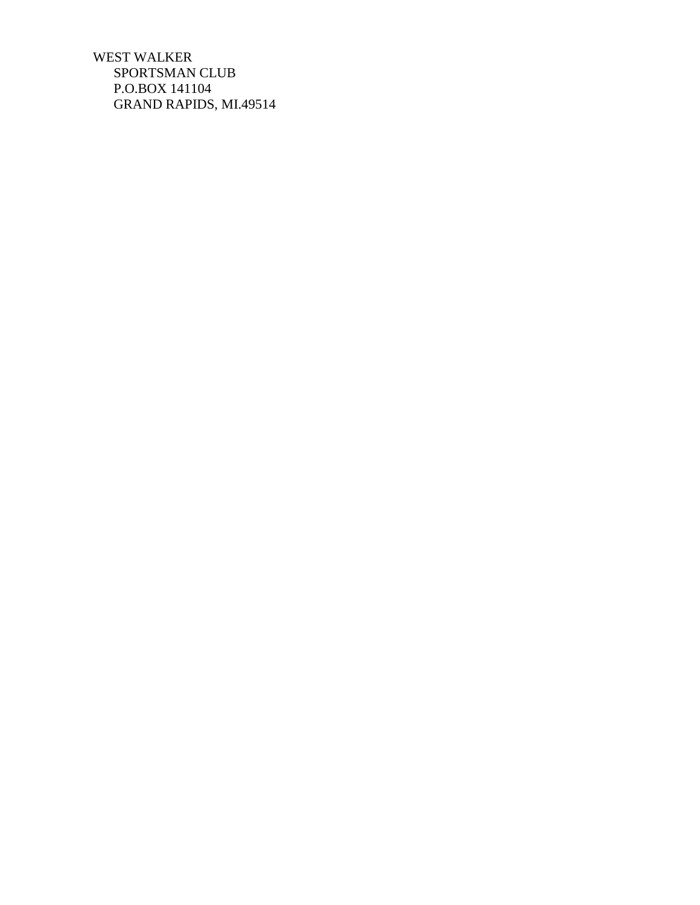WEST WALKER
SPORTSMAN CLUB
P.O.BOX 141104
GRAND RAPIDS, MI.49514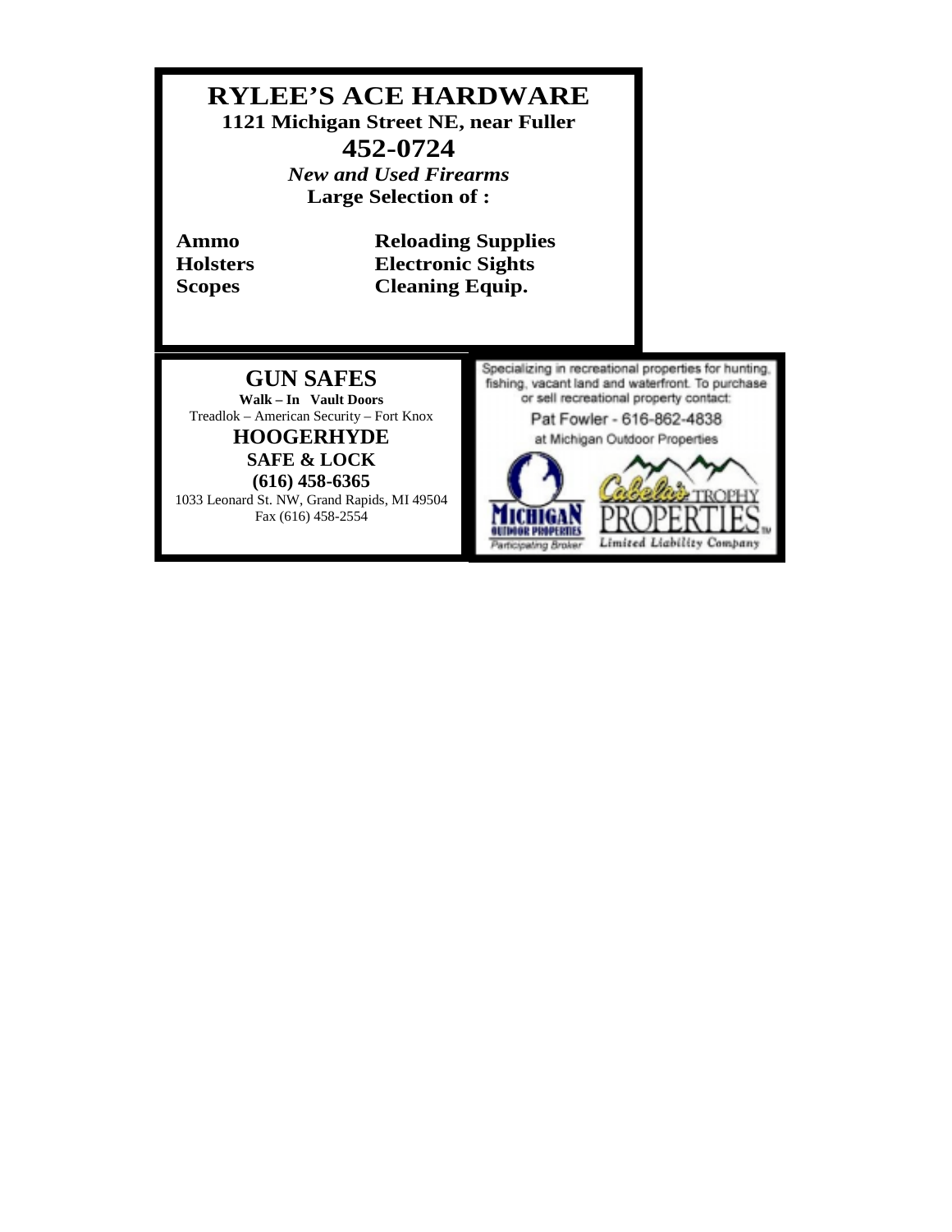# RYLEE'S ACE HARDWARE

**1121 Michigan Street NE, near Fuller**

**452-0724**

***New and Used Firearms***

**Large Selection of :**

| | |
|---|---|
| **Ammo** | **Reloading Supplies** |
| **Holsters** | **Electronic Sights** |
| **Scopes** | **Cleaning Equip.** |

## GUN SAFES

**Walk – In Vault Doors**

Treadlok – American Security – Fort Knox

**HOOGERHYDE**

**SAFE & LOCK**

**(616) 458-6365**

1033 Leonard St. NW, Grand Rapids, MI 49504

Fax (616) 458-2554

Specializing in recreational properties for hunting, fishing, vacant land and waterfront. To purchase or sell recreational property contact:

Pat Fowler - 616-862-4838

at Michigan Outdoor Properties

MICHIGAN OUTDOOR PROPERTIES

Participating Broker

Cabela's TROPHY PROPERTIES

Limited Liability Company